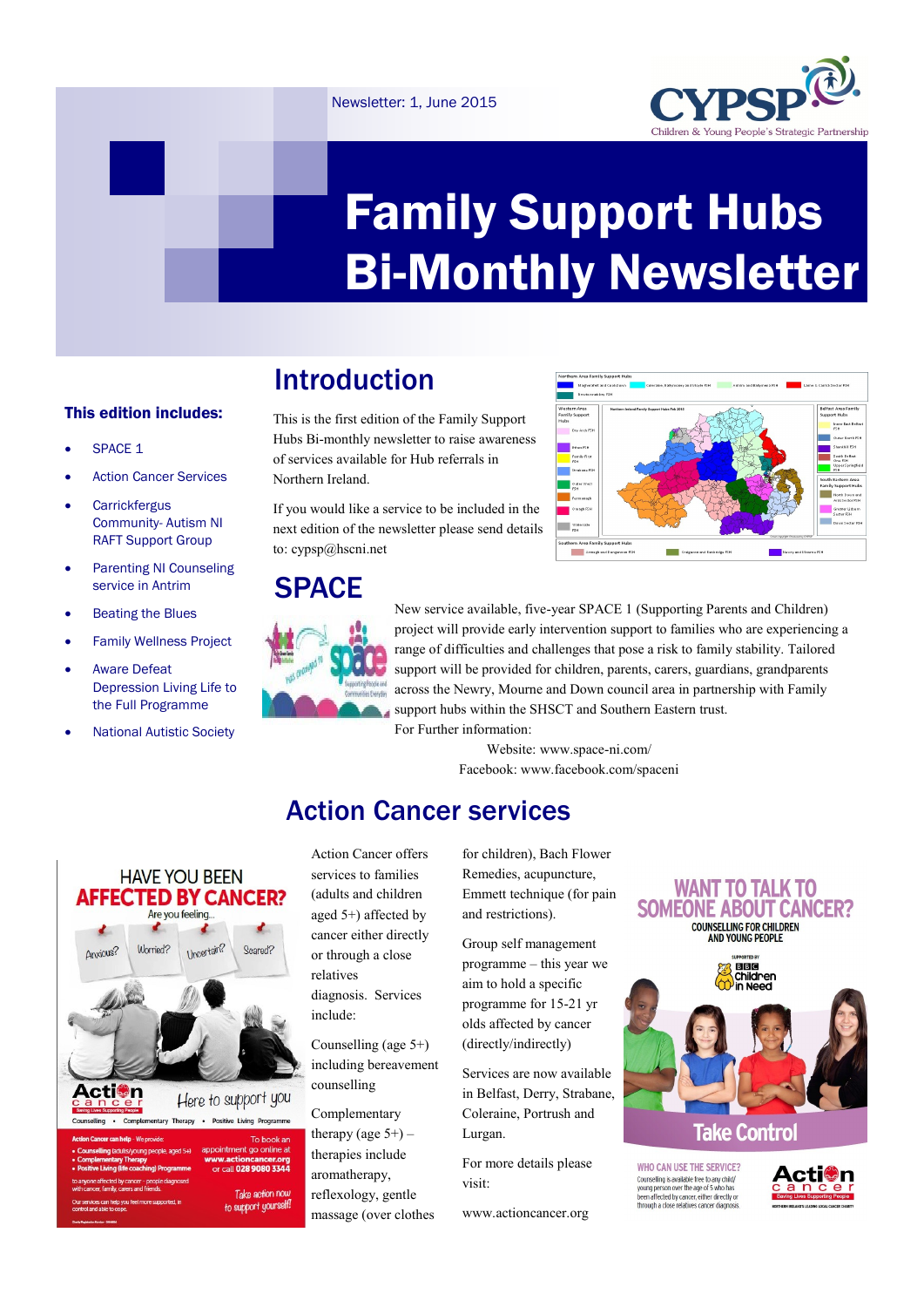Newsletter: 1, June 2015

# Family Support Hubs Bi-Monthly Newsletter

**This edition includes:**

- SPACE 1
- Action Cancer Services
- Carrickfergus Community- Autism NI RAFT Support Group
- Parenting NI Counseling service in Antrim
- Beating the Blues
- Family Wellness Project
- Aware Defeat Depression Living Life to the Full Programme
- National Autistic Society

## Introduction

This is the first edition of the Family Support Hubs Bi-monthly newsletter to raise awareness of services available for Hub referrals in Northern Ireland.

If you would like a service to be included in the next edition of the newsletter please send details to: cypsp@hscni.net

## SPACE

New service available, five-year SPACE 1 (Supporting Parents and Children) project will provide early intervention support to families who are experiencing a range of difficulties and challenges that pose a risk to family stability. Tailored support will be provided for children, parents, carers, guardians, grandparents across the Newry, Mourne and Down council area in partnership with Family support hubs within the SHSCT and Southern Eastern trust.

For Further information:

Website: www.space-ni.com/

Facebook: www.facebook.com/spaceni

## Action Cancer services

Action Cancer offers services to families (adults and children aged 5+) affected by cancer either directly or through a close relatives diagnosis. Services include:

Counselling (age 5+) including bereavement counselling

Complementary therapy (age 5+) – therapies include aromatherapy, reflexology, gentle massage (over clothes for children), Bach Flower Remedies, acupuncture, Emmett technique (for pain and restrictions).

Group self management programme – this year we aim to hold a specific programme for 15-21 yr olds affected by cancer (directly/indirectly)

Services are now available in Belfast, Derry, Strabane, Coleraine, Portrush and Lurgan.

For more details please visit:

www.actioncancer.org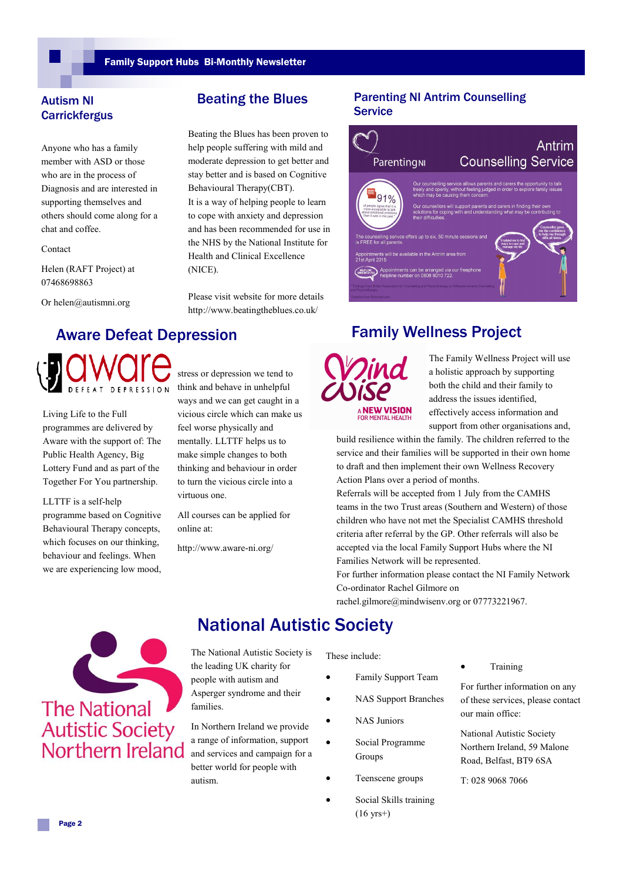## Autism NI Carrickfergus

Anyone who has a family member with ASD or those who are in the process of Diagnosis and are interested in supporting themselves and others should come along for a chat and coffee.

Contact

Helen (RAFT Project) at 07468698863

Or helen@autismni.org

## Beating the Blues

Beating the Blues has been proven to help people suffering with mild and moderate depression to get better and stay better and is based on Cognitive Behavioural Therapy(CBT).
It is a way of helping people to learn to cope with anxiety and depression and has been recommended for use in the NHS by the National Institute for Health and Clinical Excellence (NICE).

Please visit website for more details http://www.beatingtheblues.co.uk/

## Parenting NI Antrim Counselling Service

ParentingNI

Antrim Counselling Service

91% of people agree that it is more acceptable to talk about emotional problems than it was in the past*

Our counselling service allows parents and carers the opportunity to talk freely and openly, without feeling judged in order to explore family issues which may be causing them concern.

Our counsellors will support parents and carers in finding their own solutions for coping with and understanding what may be contributing to their difficulties.

The counselling service offers up to six, 50 minute sessions and is FREE for all parents.

Appointments will be available in the Antrim area from 21st April 2015

Appointments can be arranged via our freephone helpline number on 0808 8010 722.

Counsellor gave me the confidence to help me through difficult times.

Enabled me to find ways to cope and manage my life

* Findings from British Association for Counselling and Psychotherapy on Attitudes towards Counselling and Psychotherapy

## Aware Defeat Depression

aware DEFEAT DEPRESSION

Living Life to the Full programmes are delivered by Aware with the support of: The Public Health Agency, Big Lottery Fund and as part of the Together For You partnership.

LLTTF is a self-help programme based on Cognitive Behavioural Therapy concepts, which focuses on our thinking, behaviour and feelings. When we are experiencing low mood, stress or depression we tend to think and behave in unhelpful ways and we can get caught in a vicious circle which can make us feel worse physically and mentally. LLTTF helps us to make simple changes to both thinking and behaviour in order to turn the vicious circle into a virtuous one.

All courses can be applied for online at:

http://www.aware-ni.org/

## Family Wellness Project

Mind Wise A NEW VISION FOR MENTAL HEALTH

The Family Wellness Project will use a holistic approach by supporting both the child and their family to address the issues identified, effectively access information and support from other organisations and, build resilience within the family. The children referred to the service and their families will be supported in their own home to draft and then implement their own Wellness Recovery Action Plans over a period of months.
Referrals will be accepted from 1 July from the CAMHS teams in the two Trust areas (Southern and Western) of those children who have not met the Specialist CAMHS threshold criteria after referral by the GP. Other referrals will also be accepted via the local Family Support Hubs where the NI Families Network will be represented.
For further information please contact the NI Family Network Co-ordinator Rachel Gilmore on rachel.gilmore@mindwisenv.org or 07773221967.

## National Autistic Society

The National Autistic Society Northern Ireland

The National Autistic Society is the leading UK charity for people with autism and Asperger syndrome and their families.

In Northern Ireland we provide a range of information, support and services and campaign for a better world for people with autism.

These include:

- Family Support Team
- NAS Support Branches
- NAS Juniors
- Social Programme Groups
- Teenscene groups
- Social Skills training (16 yrs+)
- Training

For further information on any of these services, please contact our main office:

National Autistic Society Northern Ireland, 59 Malone Road, Belfast, BT9 6SA

T: 028 9068 7066